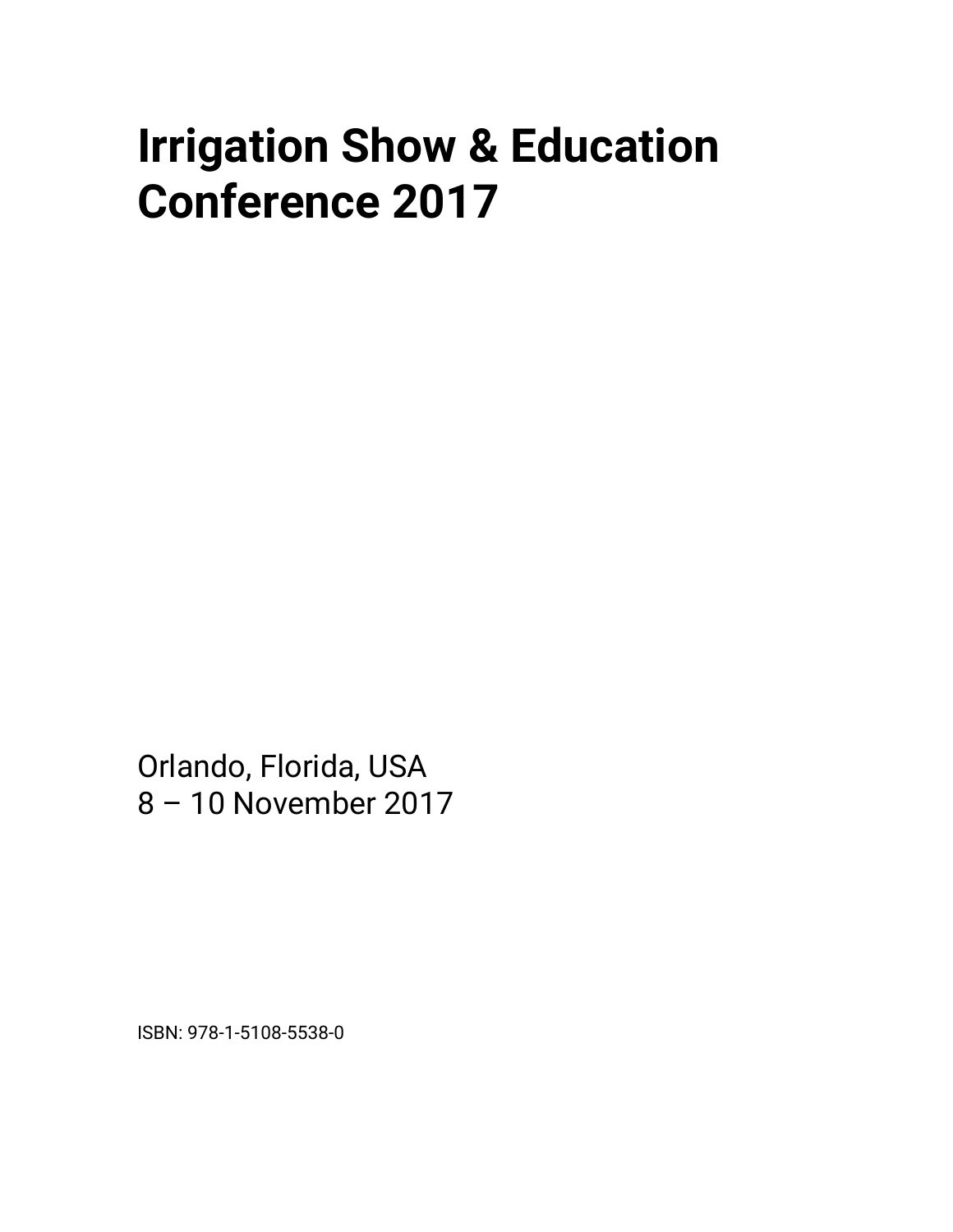# Irrigation Show & Education Conference 2017

Orlando, Florida, USA
8 – 10 November 2017

ISBN: 978-1-5108-5538-0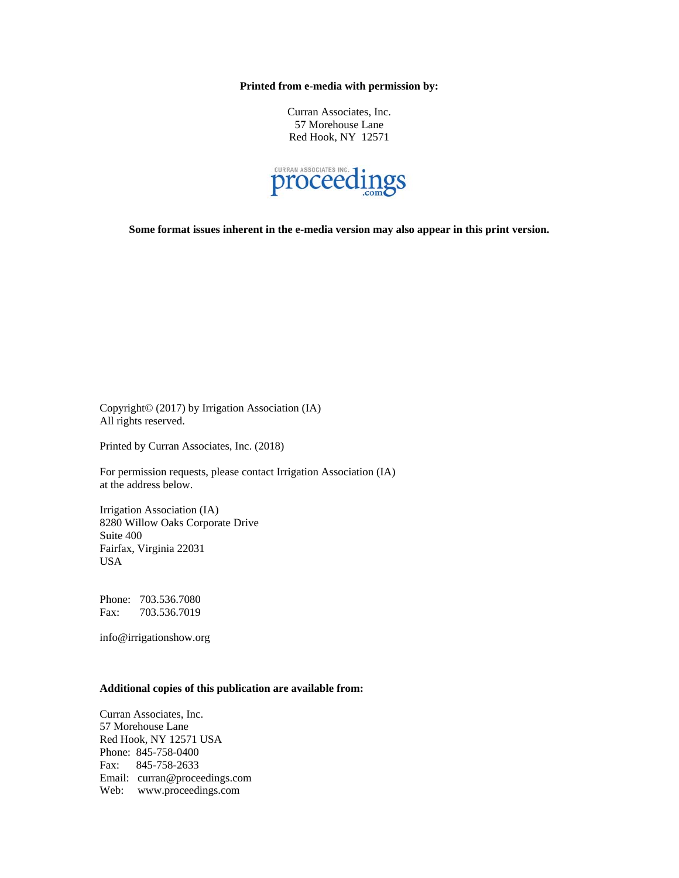**Printed from e-media with permission by:**

Curran Associates, Inc.
57 Morehouse Lane
Red Hook, NY 12571

CURRAN ASSOCIATES INC. proceedings.com

**Some format issues inherent in the e-media version may also appear in this print version.**

Copyright© (2017) by Irrigation Association (IA)
All rights reserved.

Printed by Curran Associates, Inc. (2018)

For permission requests, please contact Irrigation Association (IA)
at the address below.

Irrigation Association (IA)
8280 Willow Oaks Corporate Drive
Suite 400
Fairfax, Virginia 22031
USA

Phone: 703.536.7080
Fax: 703.536.7019

info@irrigationshow.org

**Additional copies of this publication are available from:**

Curran Associates, Inc.
57 Morehouse Lane
Red Hook, NY 12571 USA
Phone: 845-758-0400
Fax: 845-758-2633
Email: curran@proceedings.com
Web: www.proceedings.com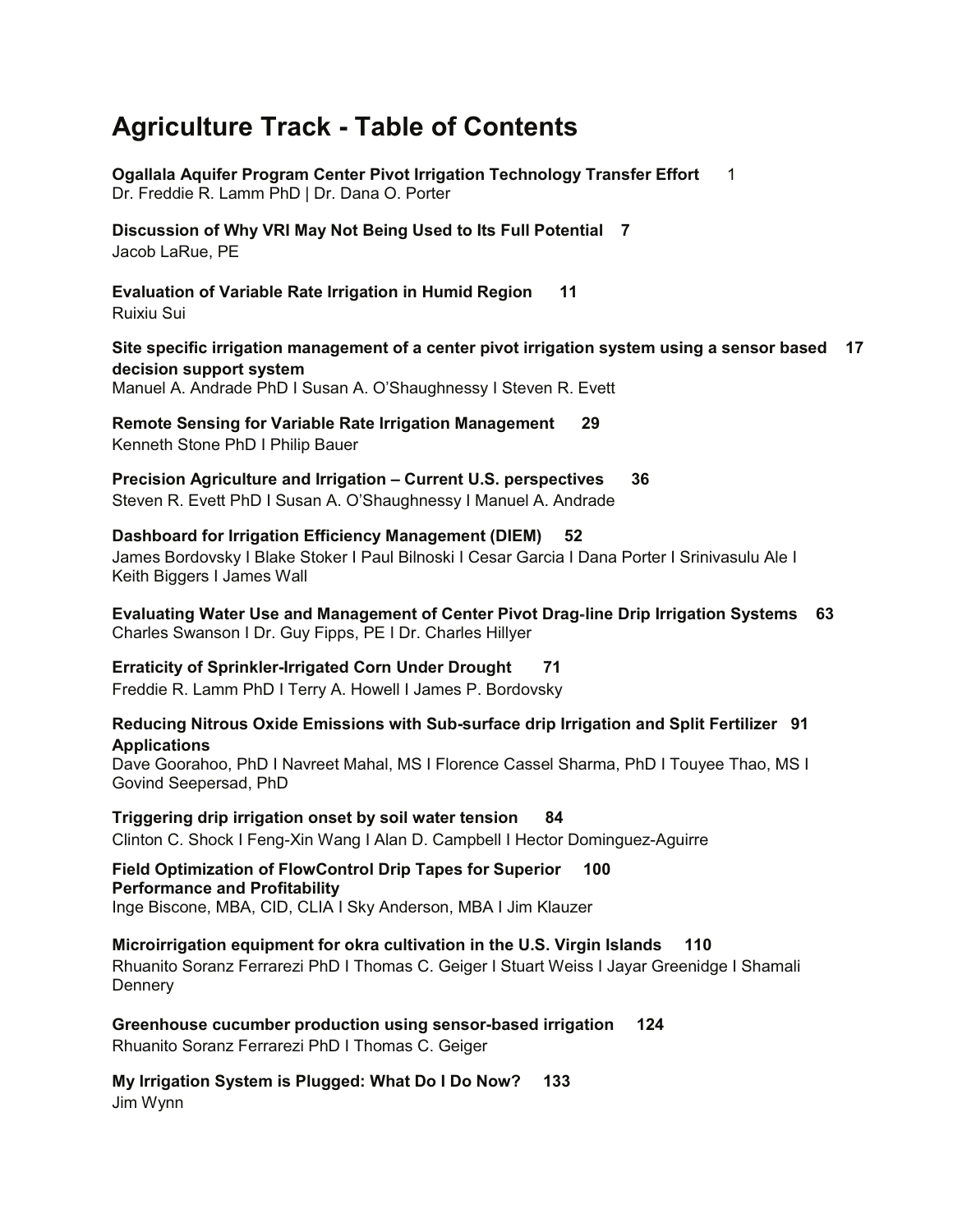# Agriculture Track - Table of Contents

**Ogallala Aquifer Program Center Pivot Irrigation Technology Transfer Effort** 1
Dr. Freddie R. Lamm PhD | Dr. Dana O. Porter

**Discussion of Why VRI May Not Being Used to Its Full Potential 7**
Jacob LaRue, PE

**Evaluation of Variable Rate Irrigation in Humid Region 11**
Ruixiu Sui

**Site specific irrigation management of a center pivot irrigation system using a sensor based decision support system 17**
Manuel A. Andrade PhD I Susan A. O'Shaughnessy I Steven R. Evett

**Remote Sensing for Variable Rate Irrigation Management 29**
Kenneth Stone PhD I Philip Bauer

**Precision Agriculture and Irrigation – Current U.S. perspectives 36**
Steven R. Evett PhD I Susan A. O'Shaughnessy I Manuel A. Andrade

**Dashboard for Irrigation Efficiency Management (DIEM) 52**
James Bordovsky I Blake Stoker I Paul Bilnoski I Cesar Garcia I Dana Porter I Srinivasulu Ale I Keith Biggers I James Wall

**Evaluating Water Use and Management of Center Pivot Drag-line Drip Irrigation Systems 63**
Charles Swanson I Dr. Guy Fipps, PE I Dr. Charles Hillyer

**Erraticity of Sprinkler-Irrigated Corn Under Drought 71**
Freddie R. Lamm PhD I Terry A. Howell I James P. Bordovsky

**Reducing Nitrous Oxide Emissions with Sub-surface drip Irrigation and Split Fertilizer Applications 91**
Dave Goorahoo, PhD I Navreet Mahal, MS I Florence Cassel Sharma, PhD I Touyee Thao, MS I Govind Seepersad, PhD

**Triggering drip irrigation onset by soil water tension 84**
Clinton C. Shock I Feng-Xin Wang I Alan D. Campbell I Hector Dominguez-Aguirre

**Field Optimization of FlowControl Drip Tapes for Superior Performance and Profitability 100**
Inge Biscone, MBA, CID, CLIA I Sky Anderson, MBA I Jim Klauzer

**Microirrigation equipment for okra cultivation in the U.S. Virgin Islands 110**
Rhuanito Soranz Ferrarezi PhD I Thomas C. Geiger I Stuart Weiss I Jayar Greenidge I Shamali Dennery

**Greenhouse cucumber production using sensor-based irrigation 124**
Rhuanito Soranz Ferrarezi PhD I Thomas C. Geiger

**My Irrigation System is Plugged: What Do I Do Now? 133**
Jim Wynn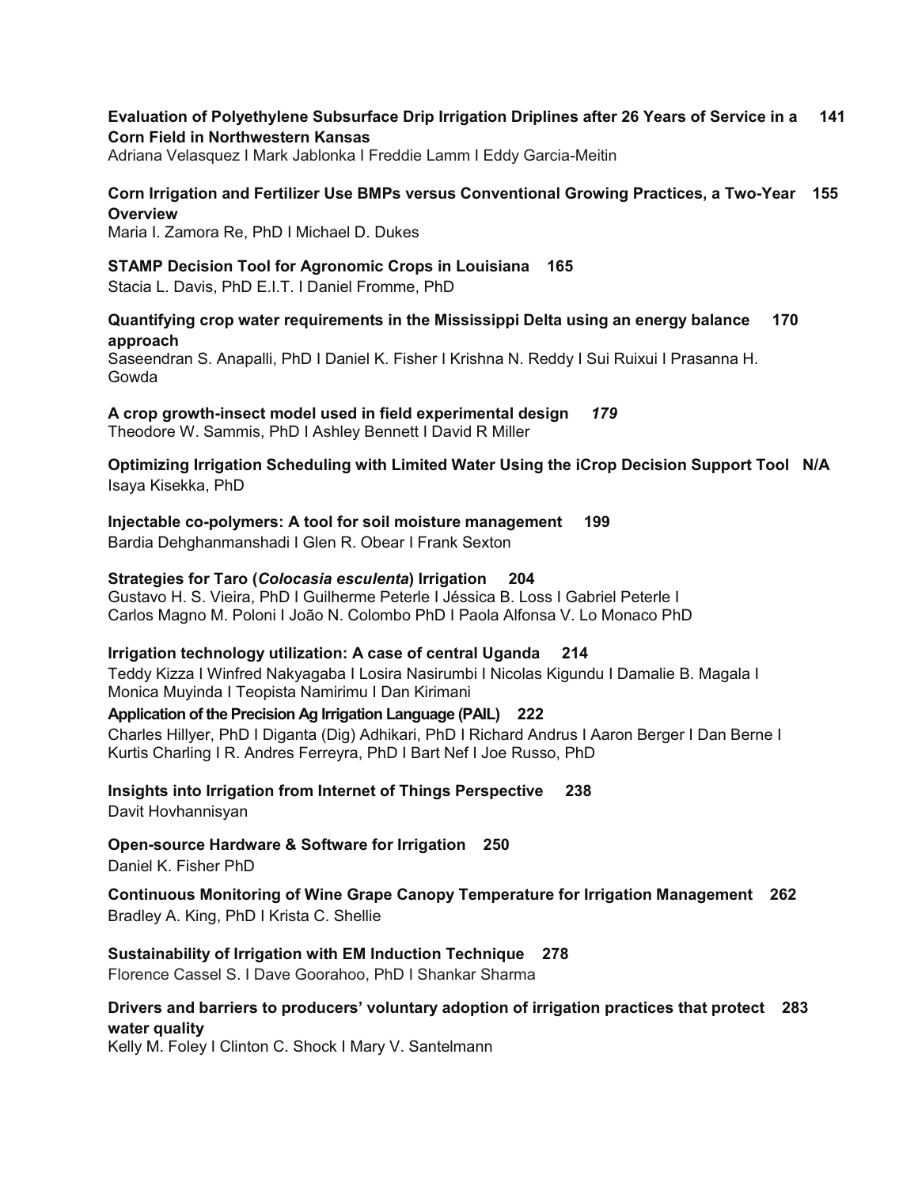**Evaluation of Polyethylene Subsurface Drip Irrigation Driplines after 26 Years of Service in a Corn Field in Northwestern Kansas** **141**
Adriana Velasquez I Mark Jablonka I Freddie Lamm I Eddy Garcia-Meitin

**Corn Irrigation and Fertilizer Use BMPs versus Conventional Growing Practices, a Two-Year Overview** **155**
Maria I. Zamora Re, PhD I Michael D. Dukes

**STAMP Decision Tool for Agronomic Crops in Louisiana** **165**
Stacia L. Davis, PhD E.I.T. I Daniel Fromme, PhD

**Quantifying crop water requirements in the Mississippi Delta using an energy balance approach** **170**
Saseendran S. Anapalli, PhD I Daniel K. Fisher I Krishna N. Reddy I Sui Ruixui I Prasanna H. Gowda

**A crop growth-insect model used in field experimental design** ***179***
Theodore W. Sammis, PhD I Ashley Bennett I David R Miller

**Optimizing Irrigation Scheduling with Limited Water Using the iCrop Decision Support Tool** **N/A**
Isaya Kisekka, PhD

**Injectable co-polymers: A tool for soil moisture management** **199**
Bardia Dehghanmanshadi I Glen R. Obear I Frank Sexton

**Strategies for Taro (*Colocasia esculenta*) Irrigation** **204**
Gustavo H. S. Vieira, PhD I Guilherme Peterle I Jéssica B. Loss I Gabriel Peterle I Carlos Magno M. Poloni I João N. Colombo PhD I Paola Alfonsa V. Lo Monaco PhD

**Irrigation technology utilization: A case of central Uganda** **214**
Teddy Kizza I Winfred Nakyagaba I Losira Nasirumbi I Nicolas Kigundu I Damalie B. Magala I Monica Muyinda I Teopista Namirimu I Dan Kirimani

**Application of the Precision Ag Irrigation Language (PAIL)** **222**
Charles Hillyer, PhD I Diganta (Dig) Adhikari, PhD I Richard Andrus I Aaron Berger I Dan Berne I Kurtis Charling I R. Andres Ferreyra, PhD I Bart Nef I Joe Russo, PhD

**Insights into Irrigation from Internet of Things Perspective** **238**
Davit Hovhannisyan

**Open-source Hardware & Software for Irrigation** **250**
Daniel K. Fisher PhD

**Continuous Monitoring of Wine Grape Canopy Temperature for Irrigation Management** **262**
Bradley A. King, PhD I Krista C. Shellie

**Sustainability of Irrigation with EM Induction Technique** **278**
Florence Cassel S. I Dave Goorahoo, PhD I Shankar Sharma

**Drivers and barriers to producers' voluntary adoption of irrigation practices that protect water quality** **283**
Kelly M. Foley I Clinton C. Shock I Mary V. Santelmann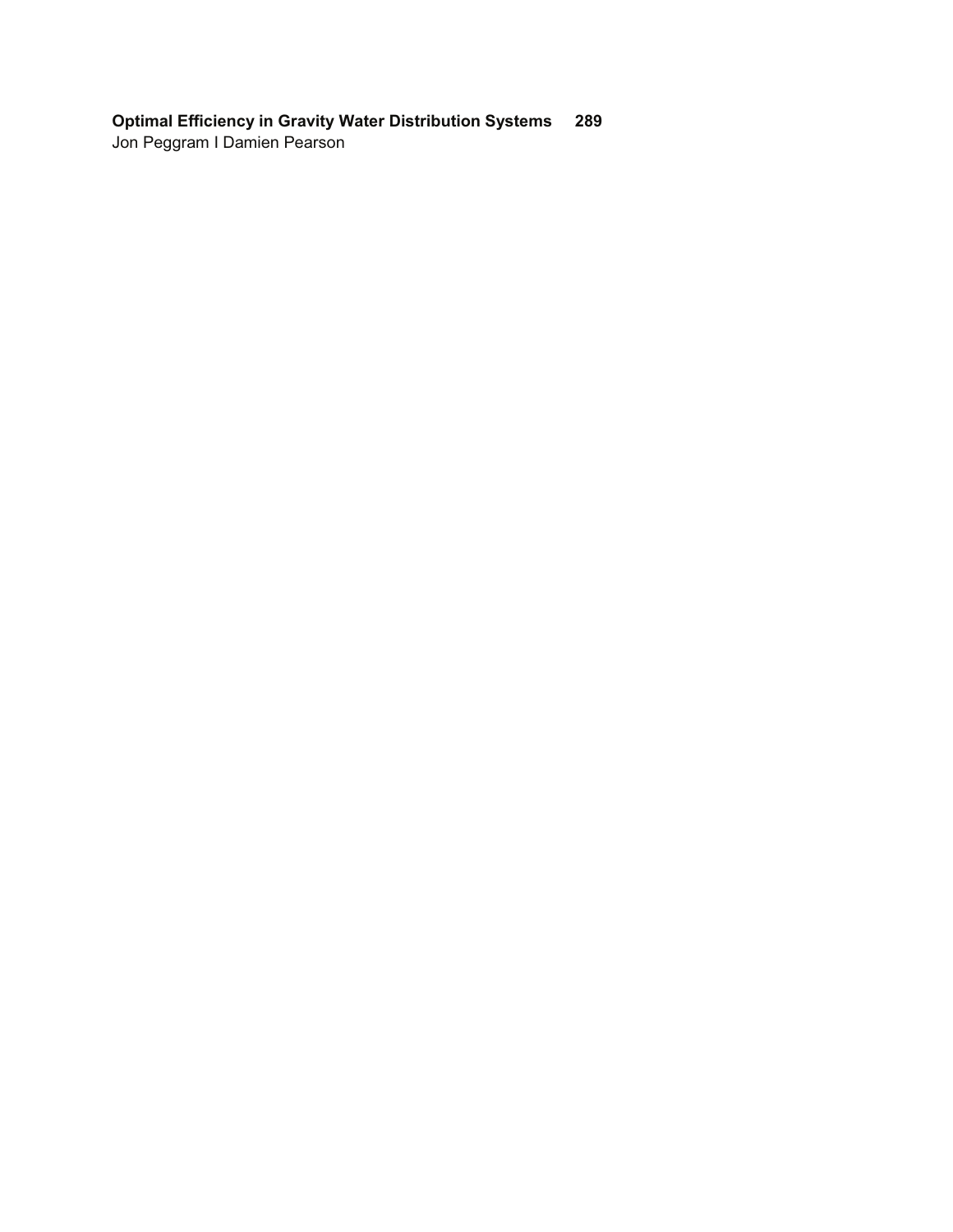**Optimal Efficiency in Gravity Water Distribution Systems 289**

Jon Peggram I Damien Pearson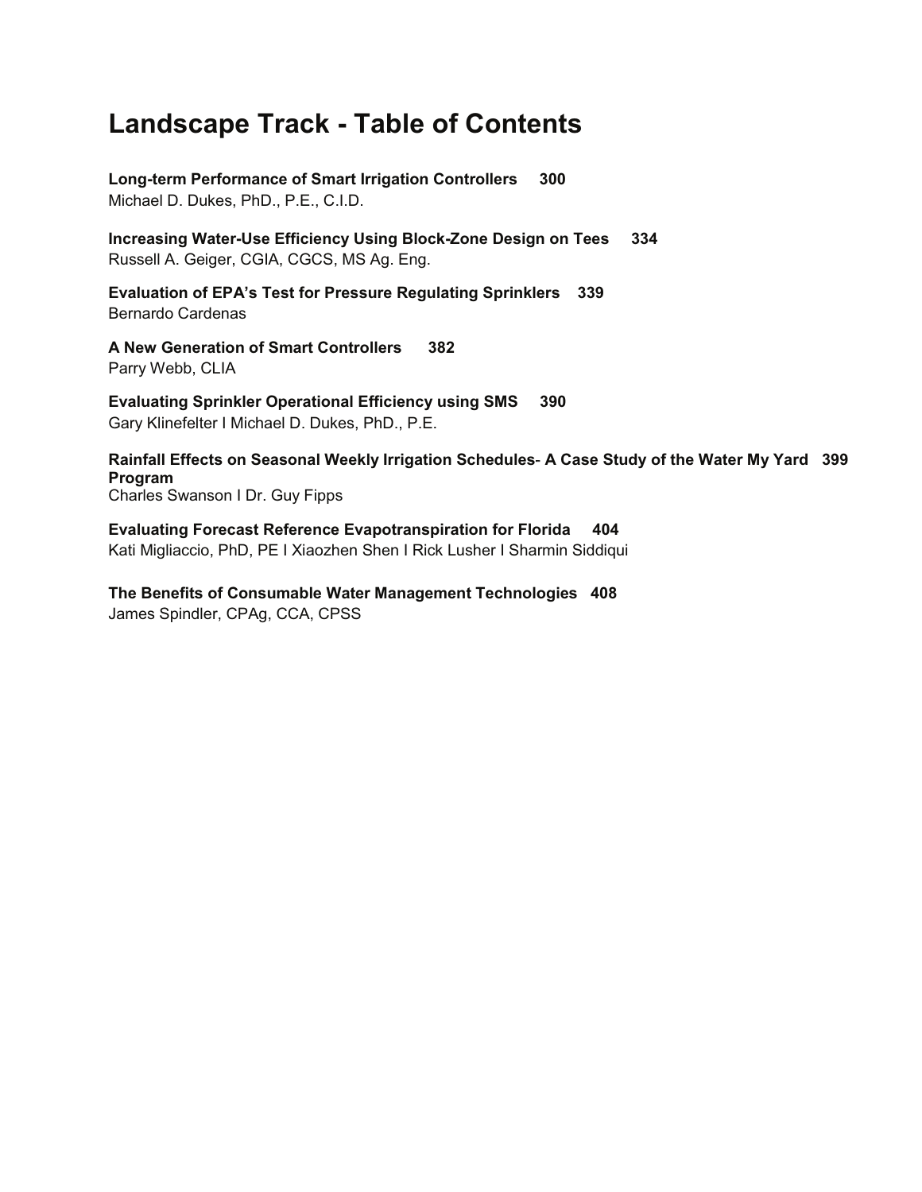# Landscape Track - Table of Contents

**Long-term Performance of Smart Irrigation Controllers 300**
Michael D. Dukes, PhD., P.E., C.I.D.

**Increasing Water-Use Efficiency Using Block-Zone Design on Tees 334**
Russell A. Geiger, CGIA, CGCS, MS Ag. Eng.

**Evaluation of EPA's Test for Pressure Regulating Sprinklers 339**
Bernardo Cardenas

**A New Generation of Smart Controllers 382**
Parry Webb, CLIA

**Evaluating Sprinkler Operational Efficiency using SMS 390**
Gary Klinefelter I Michael D. Dukes, PhD., P.E.

**Rainfall Effects on Seasonal Weekly Irrigation Schedules- A Case Study of the Water My Yard Program 399**
Charles Swanson I Dr. Guy Fipps

**Evaluating Forecast Reference Evapotranspiration for Florida 404**
Kati Migliaccio, PhD, PE I Xiaozhen Shen I Rick Lusher I Sharmin Siddiqui

**The Benefits of Consumable Water Management Technologies 408**
James Spindler, CPAg, CCA, CPSS